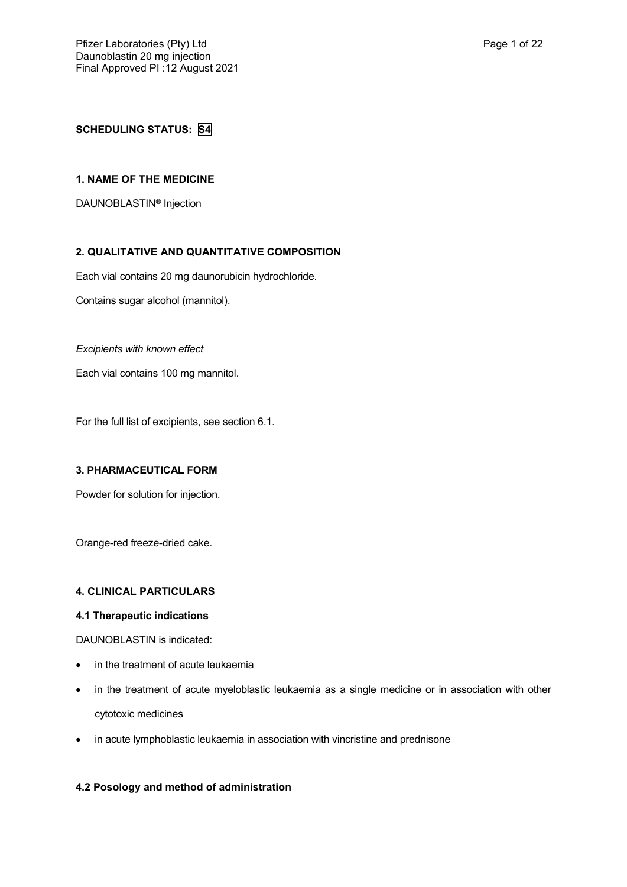**SCHEDULING STATUS: S4**

## 1. NAME OF THE MEDICINE

DAUNOBLASTIN® Injection

## 2. QUALITATIVE AND QUANTITATIVE COMPOSITION

Each vial contains 20 mg daunorubicin hydrochloride.

Contains sugar alcohol (mannitol).

*Excipients with known effect*

Each vial contains 100 mg mannitol.

For the full list of excipients, see section 6.1.

## 3. PHARMACEUTICAL FORM

Powder for solution for injection.

Orange-red freeze-dried cake.

## 4. CLINICAL PARTICULARS

### 4.1 Therapeutic indications

DAUNOBLASTIN is indicated:

- in the treatment of acute leukaemia
- in the treatment of acute myeloblastic leukaemia as a single medicine or in association with other cytotoxic medicines
- in acute lymphoblastic leukaemia in association with vincristine and prednisone

### 4.2 Posology and method of administration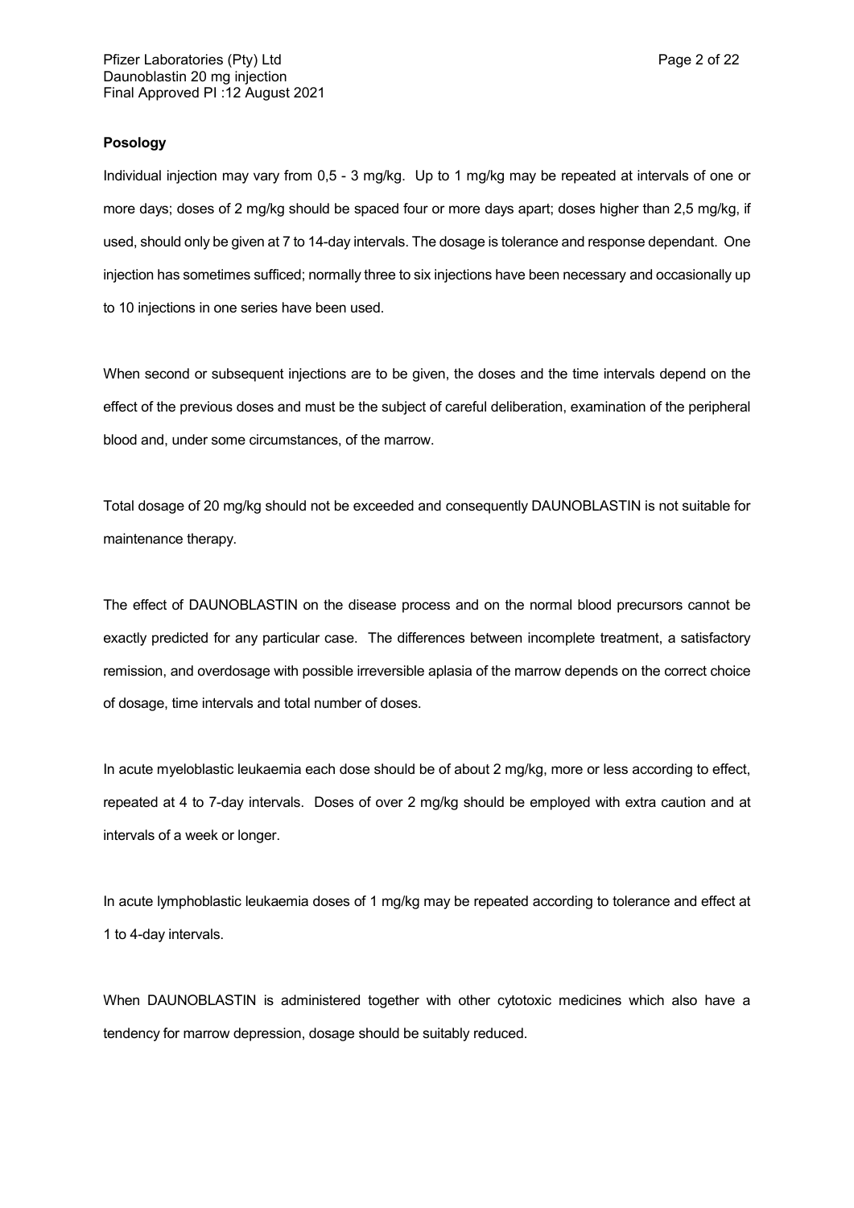**Posology**

Individual injection may vary from 0,5 - 3 mg/kg. Up to 1 mg/kg may be repeated at intervals of one or more days; doses of 2 mg/kg should be spaced four or more days apart; doses higher than 2,5 mg/kg, if used, should only be given at 7 to 14-day intervals. The dosage is tolerance and response dependant. One injection has sometimes sufficed; normally three to six injections have been necessary and occasionally up to 10 injections in one series have been used.

When second or subsequent injections are to be given, the doses and the time intervals depend on the effect of the previous doses and must be the subject of careful deliberation, examination of the peripheral blood and, under some circumstances, of the marrow.

Total dosage of 20 mg/kg should not be exceeded and consequently DAUNOBLASTIN is not suitable for maintenance therapy.

The effect of DAUNOBLASTIN on the disease process and on the normal blood precursors cannot be exactly predicted for any particular case. The differences between incomplete treatment, a satisfactory remission, and overdosage with possible irreversible aplasia of the marrow depends on the correct choice of dosage, time intervals and total number of doses.

In acute myeloblastic leukaemia each dose should be of about 2 mg/kg, more or less according to effect, repeated at 4 to 7-day intervals. Doses of over 2 mg/kg should be employed with extra caution and at intervals of a week or longer.

In acute lymphoblastic leukaemia doses of 1 mg/kg may be repeated according to tolerance and effect at 1 to 4-day intervals.

When DAUNOBLASTIN is administered together with other cytotoxic medicines which also have a tendency for marrow depression, dosage should be suitably reduced.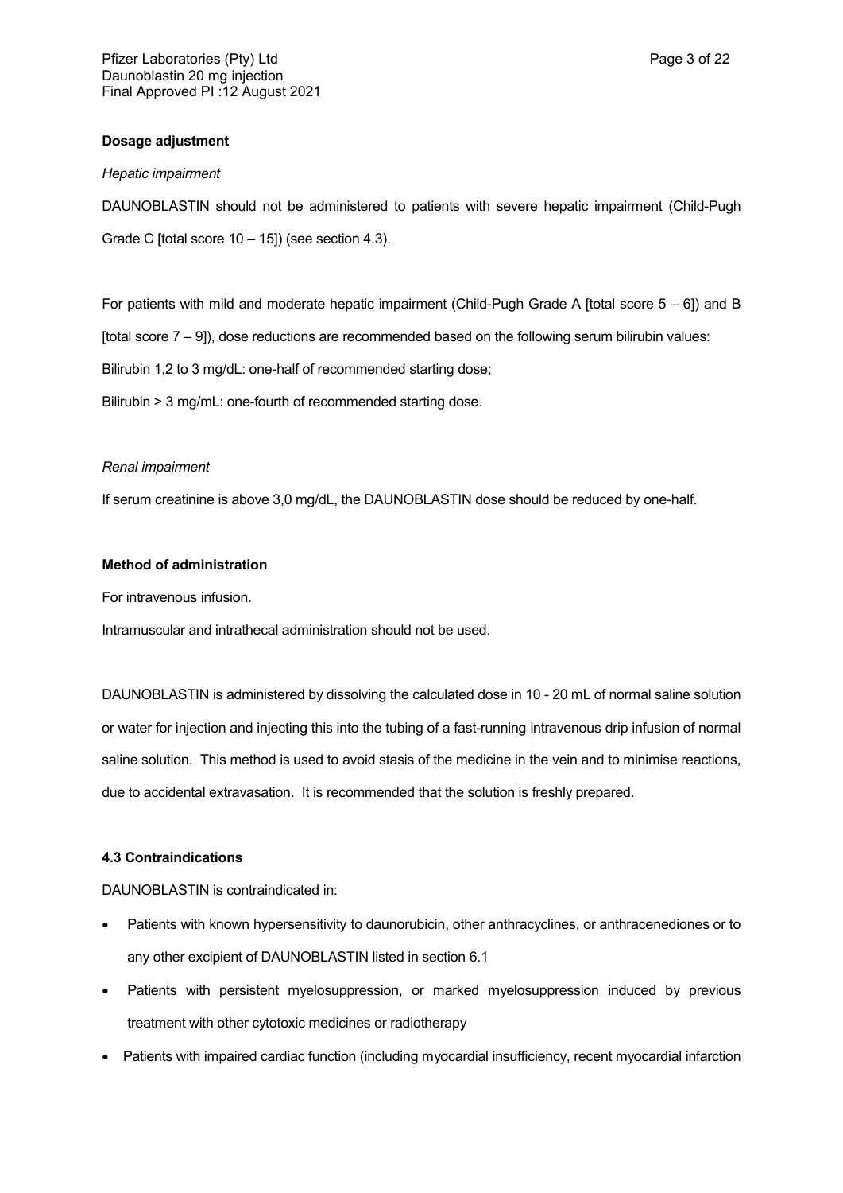**Dosage adjustment**

*Hepatic impairment*

DAUNOBLASTIN should not be administered to patients with severe hepatic impairment (Child-Pugh Grade C [total score 10 – 15]) (see section 4.3).

For patients with mild and moderate hepatic impairment (Child-Pugh Grade A [total score 5 – 6]) and B [total score 7 – 9]), dose reductions are recommended based on the following serum bilirubin values:

Bilirubin 1,2 to 3 mg/dL: one-half of recommended starting dose;

Bilirubin > 3 mg/mL: one-fourth of recommended starting dose.

*Renal impairment*

If serum creatinine is above 3,0 mg/dL, the DAUNOBLASTIN dose should be reduced by one-half.

**Method of administration**

For intravenous infusion.

Intramuscular and intrathecal administration should not be used.

DAUNOBLASTIN is administered by dissolving the calculated dose in 10 - 20 mL of normal saline solution or water for injection and injecting this into the tubing of a fast-running intravenous drip infusion of normal saline solution. This method is used to avoid stasis of the medicine in the vein and to minimise reactions, due to accidental extravasation. It is recommended that the solution is freshly prepared.

**4.3 Contraindications**

DAUNOBLASTIN is contraindicated in:

- Patients with known hypersensitivity to daunorubicin, other anthracyclines, or anthracenediones or to any other excipient of DAUNOBLASTIN listed in section 6.1
- Patients with persistent myelosuppression, or marked myelosuppression induced by previous treatment with other cytotoxic medicines or radiotherapy
- Patients with impaired cardiac function (including myocardial insufficiency, recent myocardial infarction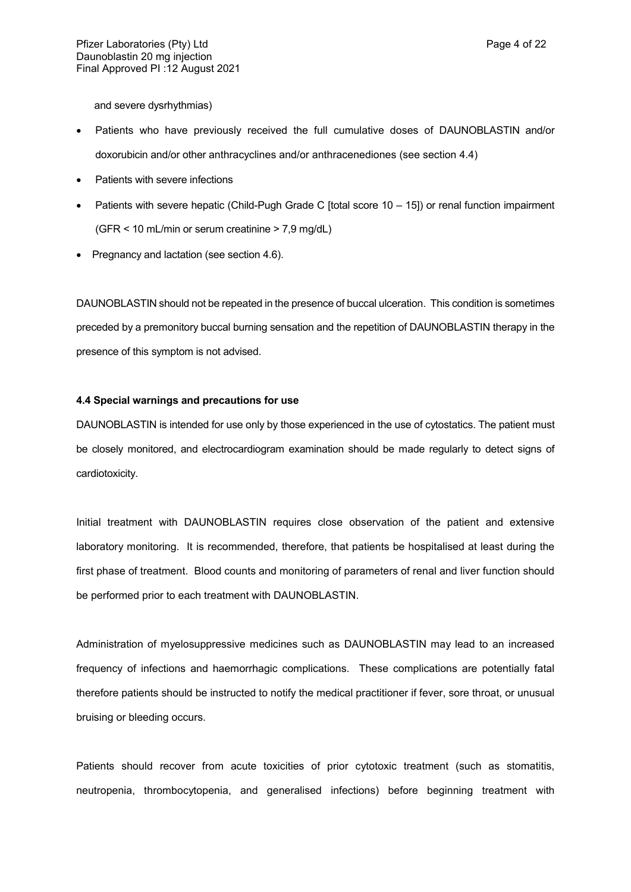and severe dysrhythmias)

- Patients who have previously received the full cumulative doses of DAUNOBLASTIN and/or doxorubicin and/or other anthracyclines and/or anthracenediones (see section 4.4)
- Patients with severe infections
- Patients with severe hepatic (Child-Pugh Grade C [total score 10 – 15]) or renal function impairment (GFR < 10 mL/min or serum creatinine > 7,9 mg/dL)
- Pregnancy and lactation (see section 4.6).

DAUNOBLASTIN should not be repeated in the presence of buccal ulceration. This condition is sometimes preceded by a premonitory buccal burning sensation and the repetition of DAUNOBLASTIN therapy in the presence of this symptom is not advised.

**4.4 Special warnings and precautions for use**

DAUNOBLASTIN is intended for use only by those experienced in the use of cytostatics. The patient must be closely monitored, and electrocardiogram examination should be made regularly to detect signs of cardiotoxicity.

Initial treatment with DAUNOBLASTIN requires close observation of the patient and extensive laboratory monitoring. It is recommended, therefore, that patients be hospitalised at least during the first phase of treatment. Blood counts and monitoring of parameters of renal and liver function should be performed prior to each treatment with DAUNOBLASTIN.

Administration of myelosuppressive medicines such as DAUNOBLASTIN may lead to an increased frequency of infections and haemorrhagic complications. These complications are potentially fatal therefore patients should be instructed to notify the medical practitioner if fever, sore throat, or unusual bruising or bleeding occurs.

Patients should recover from acute toxicities of prior cytotoxic treatment (such as stomatitis, neutropenia, thrombocytopenia, and generalised infections) before beginning treatment with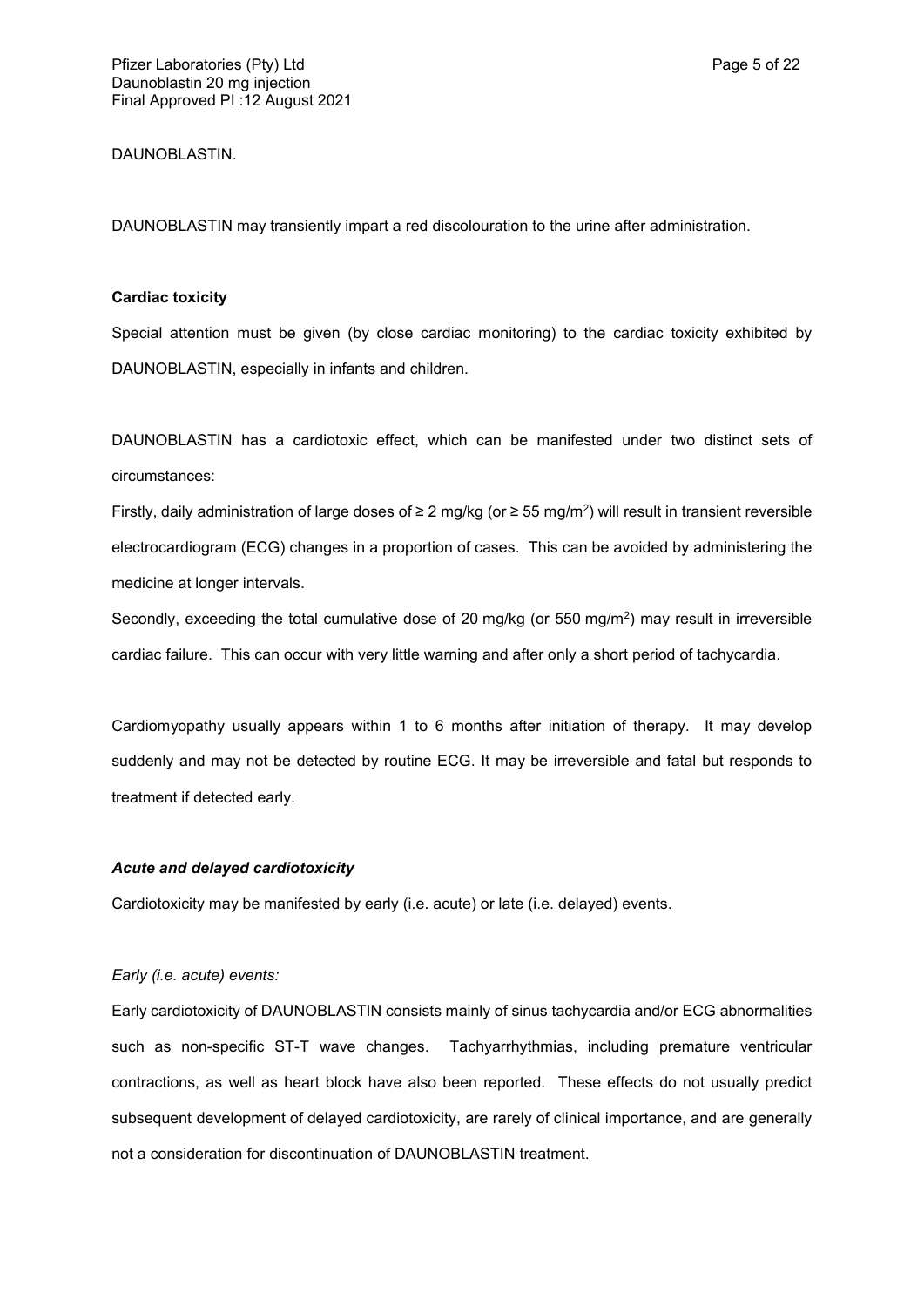DAUNOBLASTIN.

DAUNOBLASTIN may transiently impart a red discolouration to the urine after administration.

**Cardiac toxicity**

Special attention must be given (by close cardiac monitoring) to the cardiac toxicity exhibited by DAUNOBLASTIN, especially in infants and children.

DAUNOBLASTIN has a cardiotoxic effect, which can be manifested under two distinct sets of circumstances:

Firstly, daily administration of large doses of ≥ 2 mg/kg (or ≥ 55 mg/m$^2$) will result in transient reversible electrocardiogram (ECG) changes in a proportion of cases. This can be avoided by administering the medicine at longer intervals.

Secondly, exceeding the total cumulative dose of 20 mg/kg (or 550 mg/m$^2$) may result in irreversible cardiac failure. This can occur with very little warning and after only a short period of tachycardia.

Cardiomyopathy usually appears within 1 to 6 months after initiation of therapy. It may develop suddenly and may not be detected by routine ECG. It may be irreversible and fatal but responds to treatment if detected early.

***Acute and delayed cardiotoxicity***

Cardiotoxicity may be manifested by early (i.e. acute) or late (i.e. delayed) events.

*Early (i.e. acute) events:*

Early cardiotoxicity of DAUNOBLASTIN consists mainly of sinus tachycardia and/or ECG abnormalities such as non-specific ST-T wave changes. Tachyarrhythmias, including premature ventricular contractions, as well as heart block have also been reported. These effects do not usually predict subsequent development of delayed cardiotoxicity, are rarely of clinical importance, and are generally not a consideration for discontinuation of DAUNOBLASTIN treatment.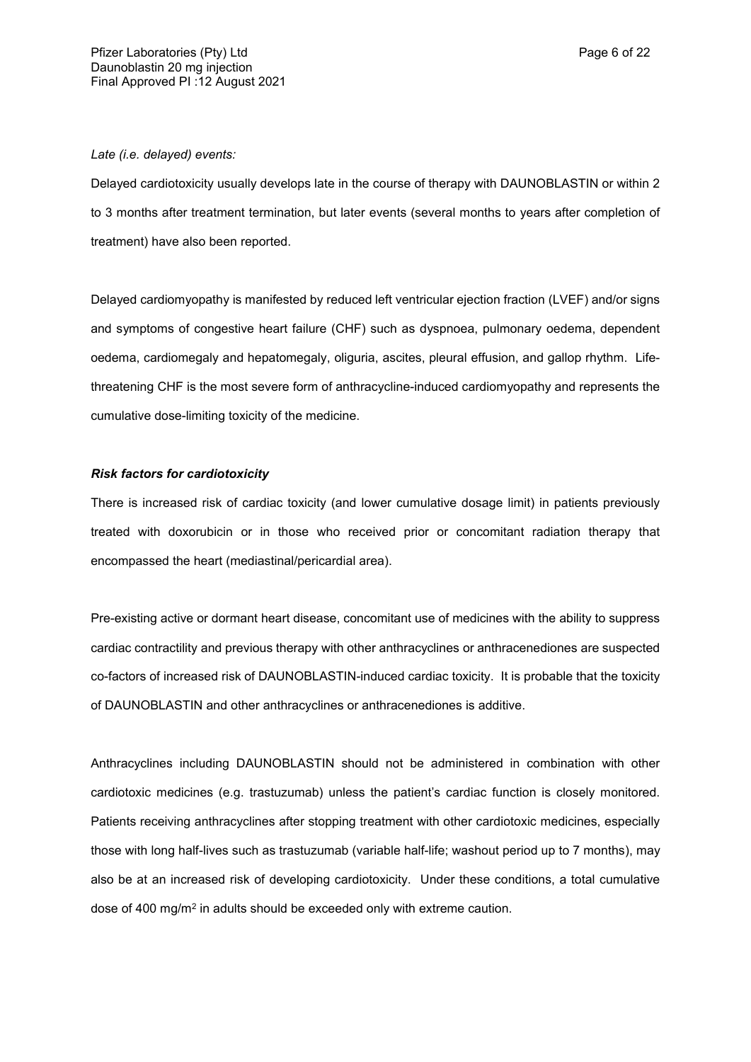*Late (i.e. delayed) events:*

Delayed cardiotoxicity usually develops late in the course of therapy with DAUNOBLASTIN or within 2 to 3 months after treatment termination, but later events (several months to years after completion of treatment) have also been reported.

Delayed cardiomyopathy is manifested by reduced left ventricular ejection fraction (LVEF) and/or signs and symptoms of congestive heart failure (CHF) such as dyspnoea, pulmonary oedema, dependent oedema, cardiomegaly and hepatomegaly, oliguria, ascites, pleural effusion, and gallop rhythm. Life-threatening CHF is the most severe form of anthracycline-induced cardiomyopathy and represents the cumulative dose-limiting toxicity of the medicine.

***Risk factors for cardiotoxicity***

There is increased risk of cardiac toxicity (and lower cumulative dosage limit) in patients previously treated with doxorubicin or in those who received prior or concomitant radiation therapy that encompassed the heart (mediastinal/pericardial area).

Pre-existing active or dormant heart disease, concomitant use of medicines with the ability to suppress cardiac contractility and previous therapy with other anthracyclines or anthracenediones are suspected co-factors of increased risk of DAUNOBLASTIN-induced cardiac toxicity. It is probable that the toxicity of DAUNOBLASTIN and other anthracyclines or anthracenediones is additive.

Anthracyclines including DAUNOBLASTIN should not be administered in combination with other cardiotoxic medicines (e.g. trastuzumab) unless the patient's cardiac function is closely monitored. Patients receiving anthracyclines after stopping treatment with other cardiotoxic medicines, especially those with long half-lives such as trastuzumab (variable half-life; washout period up to 7 months), may also be at an increased risk of developing cardiotoxicity. Under these conditions, a total cumulative dose of 400 mg/m$^2$ in adults should be exceeded only with extreme caution.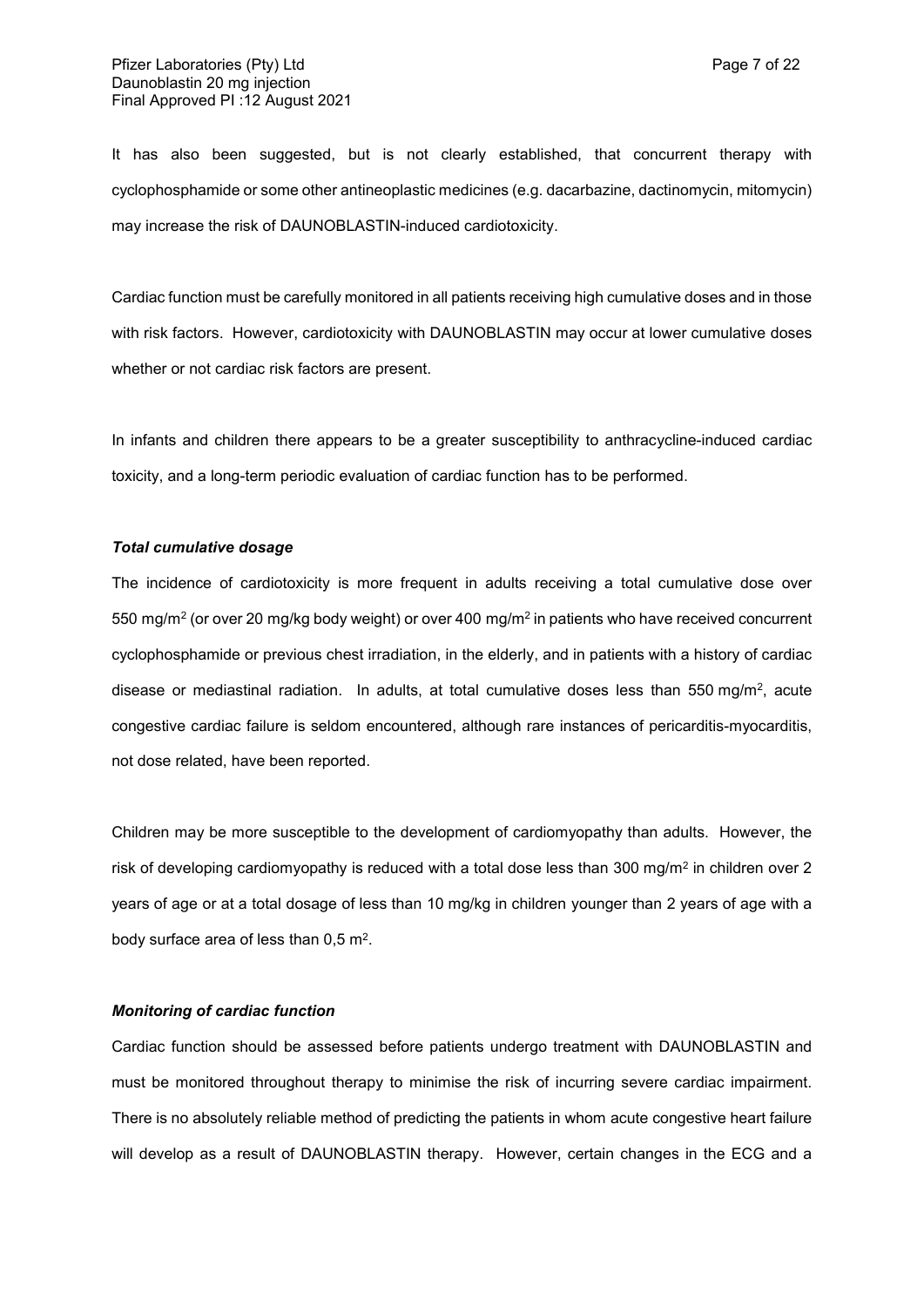It has also been suggested, but is not clearly established, that concurrent therapy with cyclophosphamide or some other antineoplastic medicines (e.g. dacarbazine, dactinomycin, mitomycin) may increase the risk of DAUNOBLASTIN-induced cardiotoxicity.

Cardiac function must be carefully monitored in all patients receiving high cumulative doses and in those with risk factors. However, cardiotoxicity with DAUNOBLASTIN may occur at lower cumulative doses whether or not cardiac risk factors are present.

In infants and children there appears to be a greater susceptibility to anthracycline-induced cardiac toxicity, and a long-term periodic evaluation of cardiac function has to be performed.

***Total cumulative dosage***

The incidence of cardiotoxicity is more frequent in adults receiving a total cumulative dose over 550 mg/m$^2$ (or over 20 mg/kg body weight) or over 400 mg/m$^2$ in patients who have received concurrent cyclophosphamide or previous chest irradiation, in the elderly, and in patients with a history of cardiac disease or mediastinal radiation. In adults, at total cumulative doses less than 550 mg/m$^2$, acute congestive cardiac failure is seldom encountered, although rare instances of pericarditis-myocarditis, not dose related, have been reported.

Children may be more susceptible to the development of cardiomyopathy than adults. However, the risk of developing cardiomyopathy is reduced with a total dose less than 300 mg/m$^2$ in children over 2 years of age or at a total dosage of less than 10 mg/kg in children younger than 2 years of age with a body surface area of less than 0,5 m$^2$.

***Monitoring of cardiac function***

Cardiac function should be assessed before patients undergo treatment with DAUNOBLASTIN and must be monitored throughout therapy to minimise the risk of incurring severe cardiac impairment. There is no absolutely reliable method of predicting the patients in whom acute congestive heart failure will develop as a result of DAUNOBLASTIN therapy. However, certain changes in the ECG and a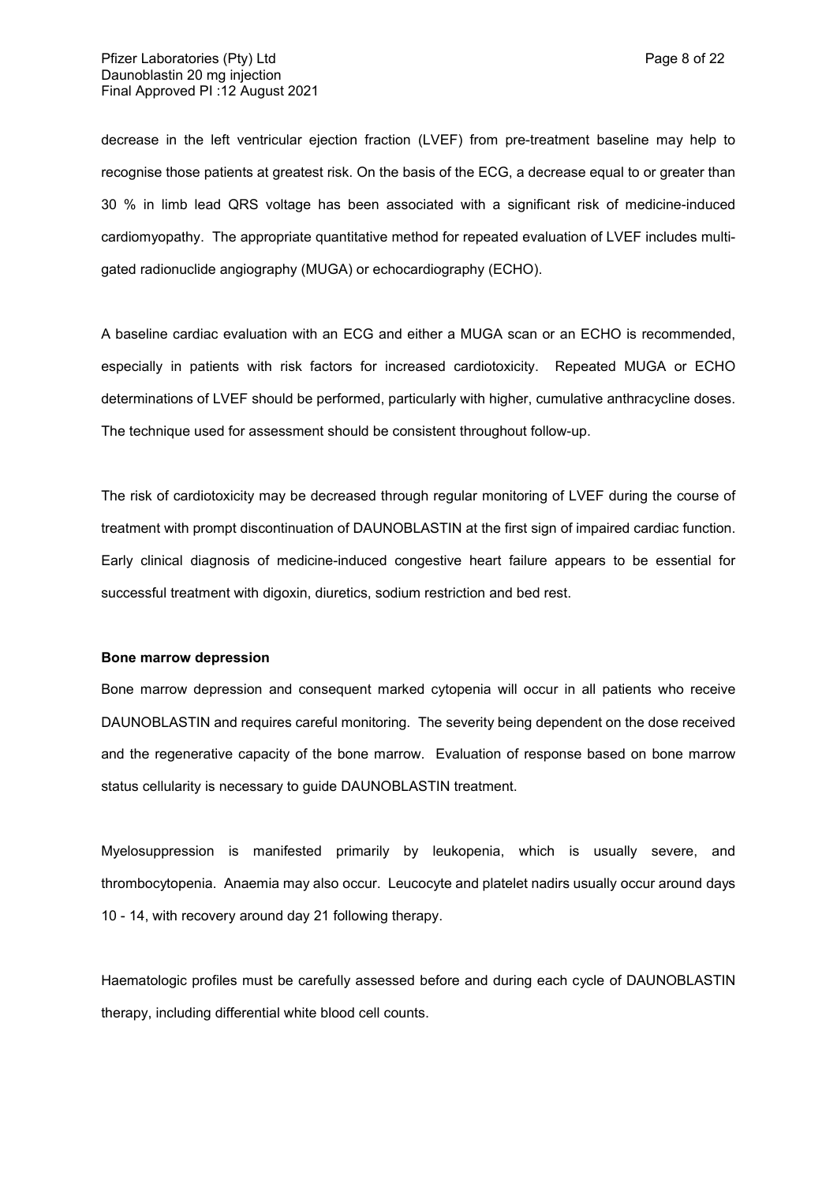decrease in the left ventricular ejection fraction (LVEF) from pre-treatment baseline may help to recognise those patients at greatest risk. On the basis of the ECG, a decrease equal to or greater than 30 % in limb lead QRS voltage has been associated with a significant risk of medicine-induced cardiomyopathy. The appropriate quantitative method for repeated evaluation of LVEF includes multi-gated radionuclide angiography (MUGA) or echocardiography (ECHO).

A baseline cardiac evaluation with an ECG and either a MUGA scan or an ECHO is recommended, especially in patients with risk factors for increased cardiotoxicity. Repeated MUGA or ECHO determinations of LVEF should be performed, particularly with higher, cumulative anthracycline doses. The technique used for assessment should be consistent throughout follow-up.

The risk of cardiotoxicity may be decreased through regular monitoring of LVEF during the course of treatment with prompt discontinuation of DAUNOBLASTIN at the first sign of impaired cardiac function. Early clinical diagnosis of medicine-induced congestive heart failure appears to be essential for successful treatment with digoxin, diuretics, sodium restriction and bed rest.

**Bone marrow depression**

Bone marrow depression and consequent marked cytopenia will occur in all patients who receive DAUNOBLASTIN and requires careful monitoring. The severity being dependent on the dose received and the regenerative capacity of the bone marrow. Evaluation of response based on bone marrow status cellularity is necessary to guide DAUNOBLASTIN treatment.

Myelosuppression is manifested primarily by leukopenia, which is usually severe, and thrombocytopenia. Anaemia may also occur. Leucocyte and platelet nadirs usually occur around days 10 - 14, with recovery around day 21 following therapy.

Haematologic profiles must be carefully assessed before and during each cycle of DAUNOBLASTIN therapy, including differential white blood cell counts.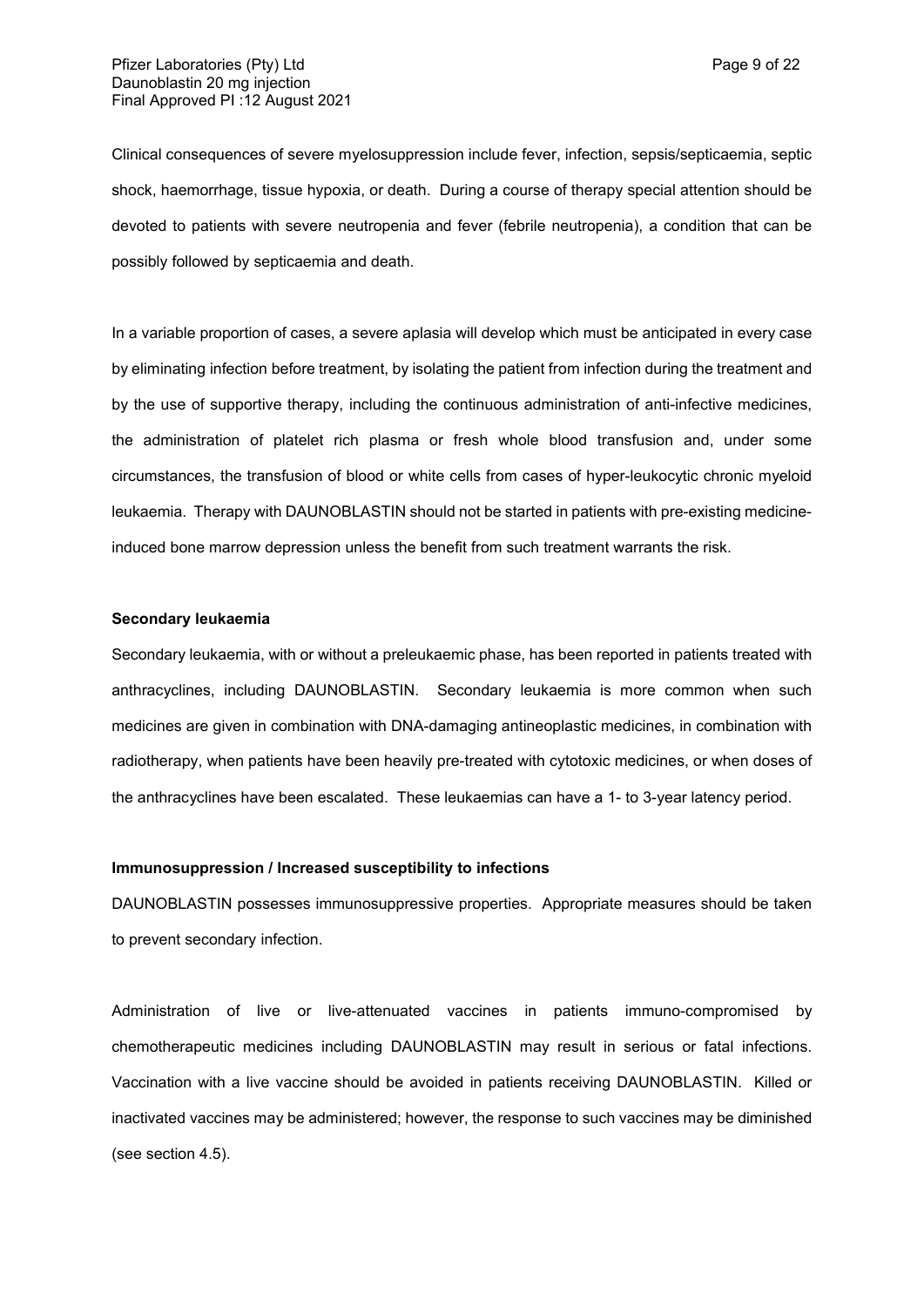Clinical consequences of severe myelosuppression include fever, infection, sepsis/septicaemia, septic shock, haemorrhage, tissue hypoxia, or death. During a course of therapy special attention should be devoted to patients with severe neutropenia and fever (febrile neutropenia), a condition that can be possibly followed by septicaemia and death.

In a variable proportion of cases, a severe aplasia will develop which must be anticipated in every case by eliminating infection before treatment, by isolating the patient from infection during the treatment and by the use of supportive therapy, including the continuous administration of anti-infective medicines, the administration of platelet rich plasma or fresh whole blood transfusion and, under some circumstances, the transfusion of blood or white cells from cases of hyper-leukocytic chronic myeloid leukaemia. Therapy with DAUNOBLASTIN should not be started in patients with pre-existing medicine-induced bone marrow depression unless the benefit from such treatment warrants the risk.

**Secondary leukaemia**

Secondary leukaemia, with or without a preleukaemic phase, has been reported in patients treated with anthracyclines, including DAUNOBLASTIN. Secondary leukaemia is more common when such medicines are given in combination with DNA-damaging antineoplastic medicines, in combination with radiotherapy, when patients have been heavily pre-treated with cytotoxic medicines, or when doses of the anthracyclines have been escalated. These leukaemias can have a 1- to 3-year latency period.

**Immunosuppression / Increased susceptibility to infections**

DAUNOBLASTIN possesses immunosuppressive properties. Appropriate measures should be taken to prevent secondary infection.

Administration of live or live-attenuated vaccines in patients immuno-compromised by chemotherapeutic medicines including DAUNOBLASTIN may result in serious or fatal infections. Vaccination with a live vaccine should be avoided in patients receiving DAUNOBLASTIN. Killed or inactivated vaccines may be administered; however, the response to such vaccines may be diminished (see section 4.5).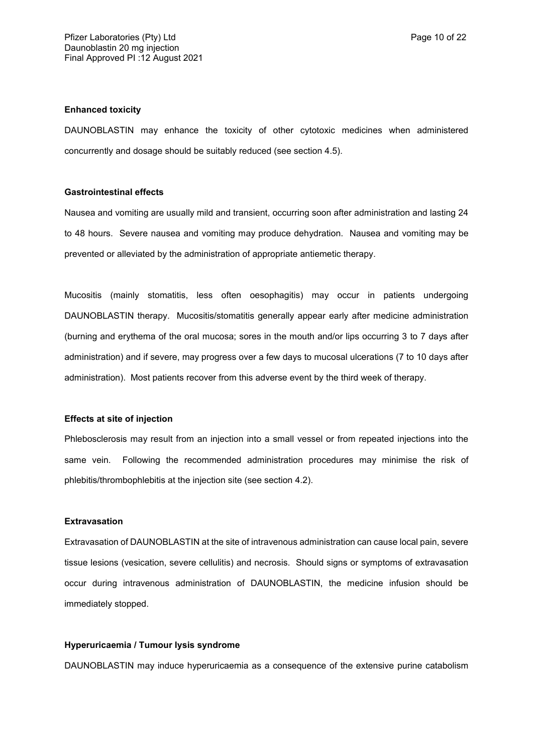**Enhanced toxicity**

DAUNOBLASTIN may enhance the toxicity of other cytotoxic medicines when administered concurrently and dosage should be suitably reduced (see section 4.5).

**Gastrointestinal effects**

Nausea and vomiting are usually mild and transient, occurring soon after administration and lasting 24 to 48 hours. Severe nausea and vomiting may produce dehydration. Nausea and vomiting may be prevented or alleviated by the administration of appropriate antiemetic therapy.

Mucositis (mainly stomatitis, less often oesophagitis) may occur in patients undergoing DAUNOBLASTIN therapy. Mucositis/stomatitis generally appear early after medicine administration (burning and erythema of the oral mucosa; sores in the mouth and/or lips occurring 3 to 7 days after administration) and if severe, may progress over a few days to mucosal ulcerations (7 to 10 days after administration). Most patients recover from this adverse event by the third week of therapy.

**Effects at site of injection**

Phlebosclerosis may result from an injection into a small vessel or from repeated injections into the same vein. Following the recommended administration procedures may minimise the risk of phlebitis/thrombophlebitis at the injection site (see section 4.2).

**Extravasation**

Extravasation of DAUNOBLASTIN at the site of intravenous administration can cause local pain, severe tissue lesions (vesication, severe cellulitis) and necrosis. Should signs or symptoms of extravasation occur during intravenous administration of DAUNOBLASTIN, the medicine infusion should be immediately stopped.

**Hyperuricaemia / Tumour lysis syndrome**

DAUNOBLASTIN may induce hyperuricaemia as a consequence of the extensive purine catabolism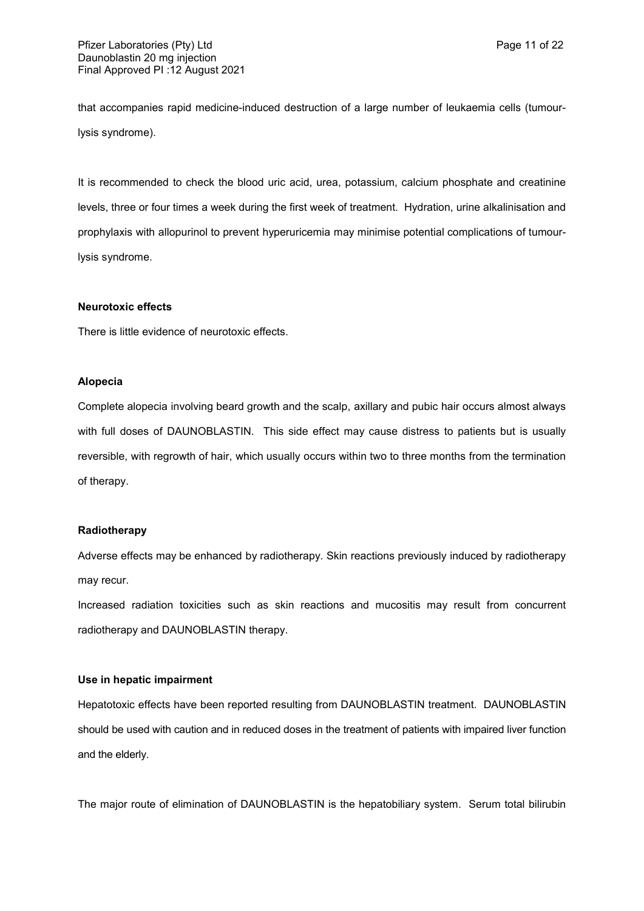that accompanies rapid medicine-induced destruction of a large number of leukaemia cells (tumour-lysis syndrome).

It is recommended to check the blood uric acid, urea, potassium, calcium phosphate and creatinine levels, three or four times a week during the first week of treatment. Hydration, urine alkalinisation and prophylaxis with allopurinol to prevent hyperuricemia may minimise potential complications of tumour-lysis syndrome.

**Neurotoxic effects**

There is little evidence of neurotoxic effects.

**Alopecia**

Complete alopecia involving beard growth and the scalp, axillary and pubic hair occurs almost always with full doses of DAUNOBLASTIN. This side effect may cause distress to patients but is usually reversible, with regrowth of hair, which usually occurs within two to three months from the termination of therapy.

**Radiotherapy**

Adverse effects may be enhanced by radiotherapy. Skin reactions previously induced by radiotherapy may recur.

Increased radiation toxicities such as skin reactions and mucositis may result from concurrent radiotherapy and DAUNOBLASTIN therapy.

**Use in hepatic impairment**

Hepatotoxic effects have been reported resulting from DAUNOBLASTIN treatment. DAUNOBLASTIN should be used with caution and in reduced doses in the treatment of patients with impaired liver function and the elderly.

The major route of elimination of DAUNOBLASTIN is the hepatobiliary system. Serum total bilirubin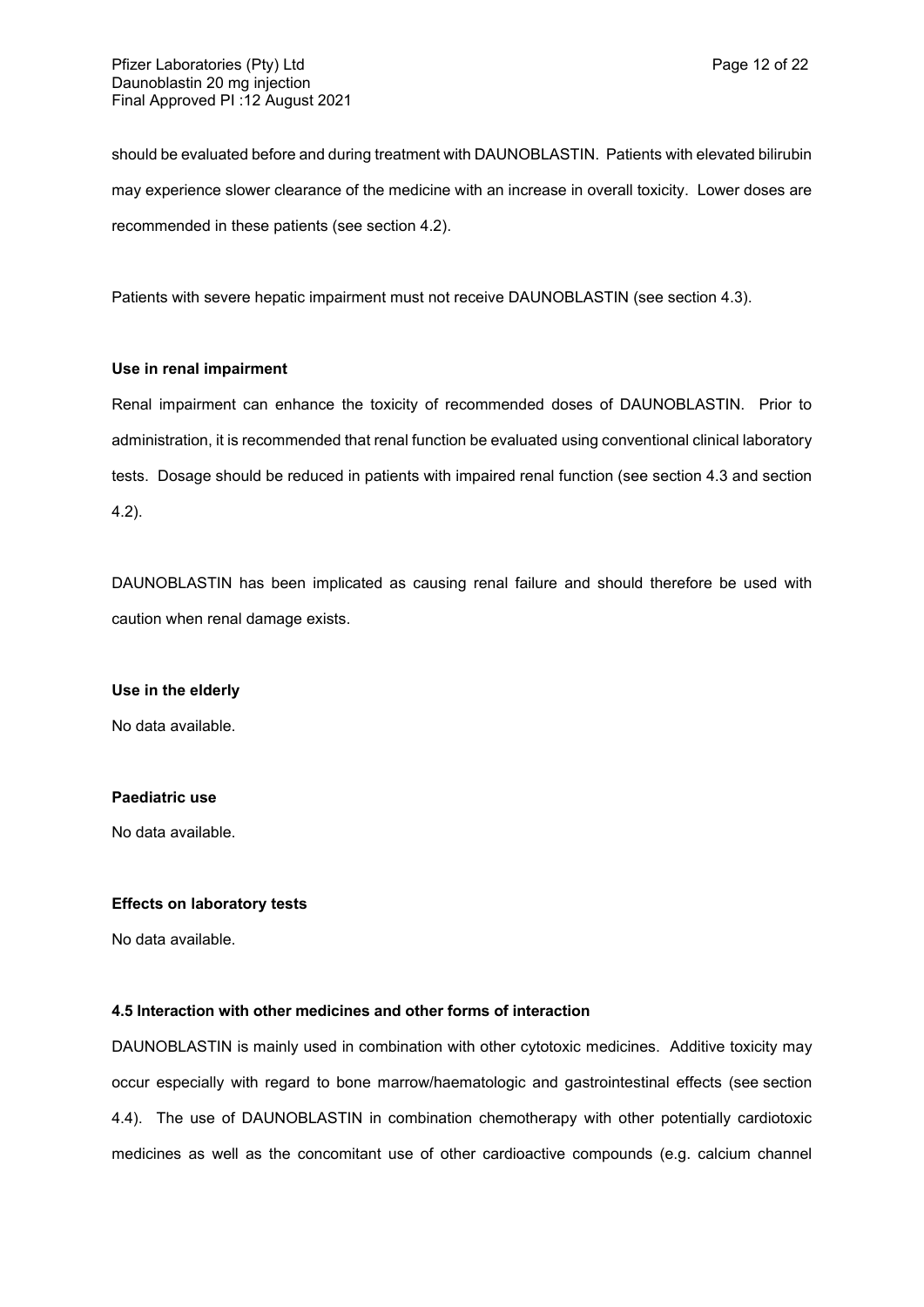should be evaluated before and during treatment with DAUNOBLASTIN. Patients with elevated bilirubin may experience slower clearance of the medicine with an increase in overall toxicity. Lower doses are recommended in these patients (see section 4.2).

Patients with severe hepatic impairment must not receive DAUNOBLASTIN (see section 4.3).

**Use in renal impairment**

Renal impairment can enhance the toxicity of recommended doses of DAUNOBLASTIN. Prior to administration, it is recommended that renal function be evaluated using conventional clinical laboratory tests. Dosage should be reduced in patients with impaired renal function (see section 4.3 and section 4.2).

DAUNOBLASTIN has been implicated as causing renal failure and should therefore be used with caution when renal damage exists.

**Use in the elderly**

No data available.

**Paediatric use**

No data available.

**Effects on laboratory tests**

No data available.

### 4.5 Interaction with other medicines and other forms of interaction

DAUNOBLASTIN is mainly used in combination with other cytotoxic medicines. Additive toxicity may occur especially with regard to bone marrow/haematologic and gastrointestinal effects (see section 4.4). The use of DAUNOBLASTIN in combination chemotherapy with other potentially cardiotoxic medicines as well as the concomitant use of other cardioactive compounds (e.g. calcium channel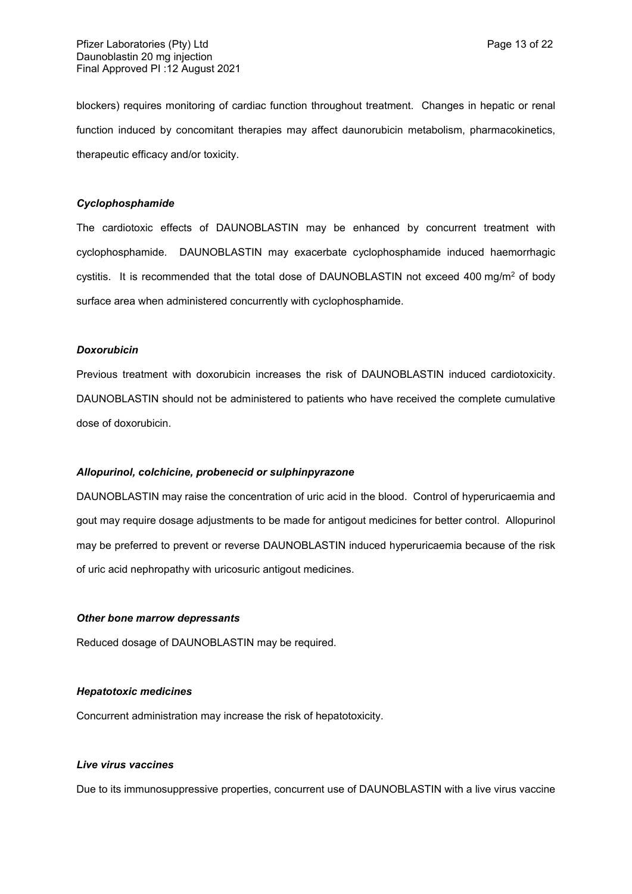blockers) requires monitoring of cardiac function throughout treatment. Changes in hepatic or renal function induced by concomitant therapies may affect daunorubicin metabolism, pharmacokinetics, therapeutic efficacy and/or toxicity.

***Cyclophosphamide***

The cardiotoxic effects of DAUNOBLASTIN may be enhanced by concurrent treatment with cyclophosphamide. DAUNOBLASTIN may exacerbate cyclophosphamide induced haemorrhagic cystitis. It is recommended that the total dose of DAUNOBLASTIN not exceed 400 mg/m$^2$ of body surface area when administered concurrently with cyclophosphamide.

***Doxorubicin***

Previous treatment with doxorubicin increases the risk of DAUNOBLASTIN induced cardiotoxicity. DAUNOBLASTIN should not be administered to patients who have received the complete cumulative dose of doxorubicin.

***Allopurinol, colchicine, probenecid or sulphinpyrazone***

DAUNOBLASTIN may raise the concentration of uric acid in the blood. Control of hyperuricaemia and gout may require dosage adjustments to be made for antigout medicines for better control. Allopurinol may be preferred to prevent or reverse DAUNOBLASTIN induced hyperuricaemia because of the risk of uric acid nephropathy with uricosuric antigout medicines.

***Other bone marrow depressants***

Reduced dosage of DAUNOBLASTIN may be required.

***Hepatotoxic medicines***

Concurrent administration may increase the risk of hepatotoxicity.

***Live virus vaccines***

Due to its immunosuppressive properties, concurrent use of DAUNOBLASTIN with a live virus vaccine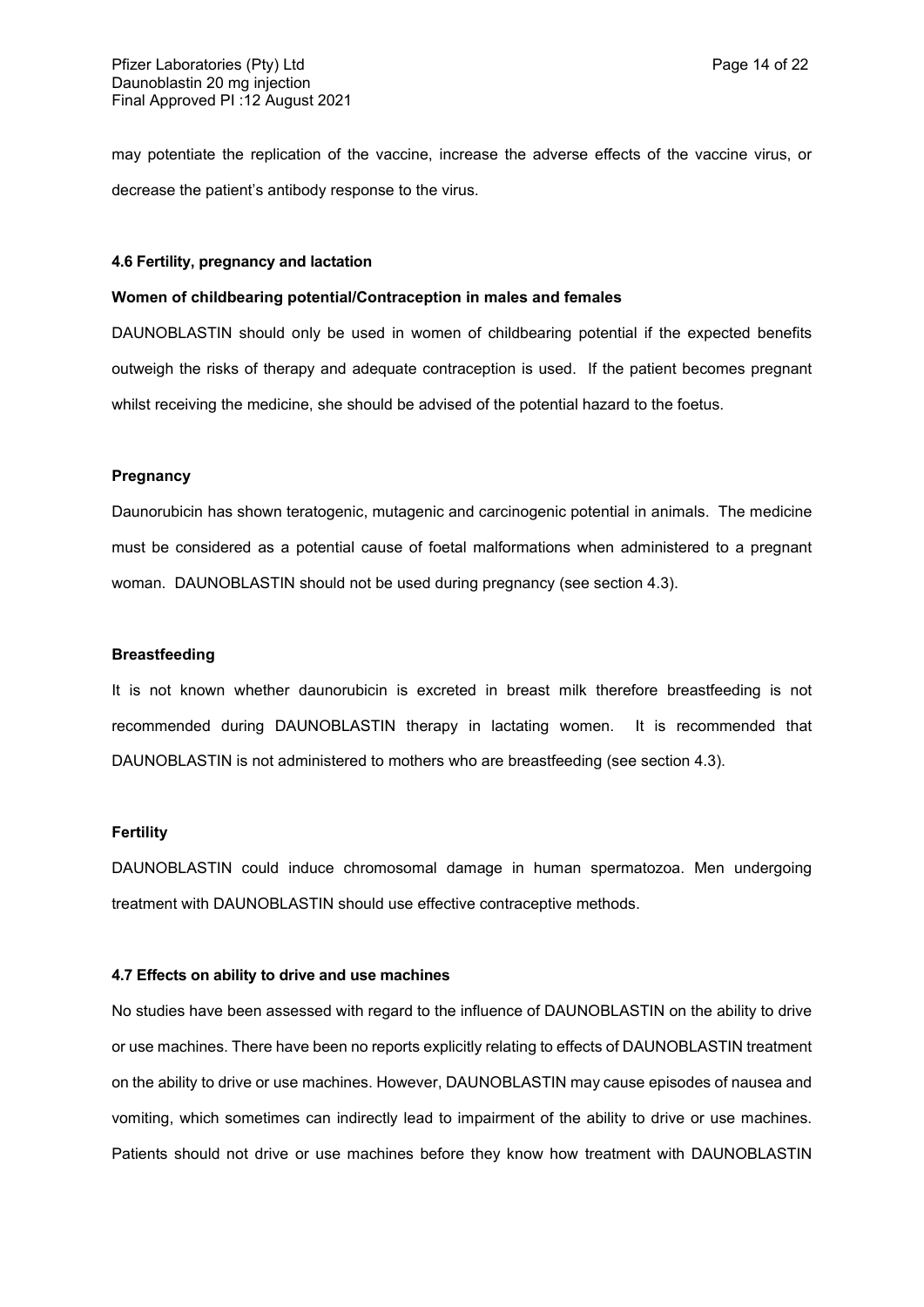may potentiate the replication of the vaccine, increase the adverse effects of the vaccine virus, or decrease the patient's antibody response to the virus.

### 4.6 Fertility, pregnancy and lactation

**Women of childbearing potential/Contraception in males and females**

DAUNOBLASTIN should only be used in women of childbearing potential if the expected benefits outweigh the risks of therapy and adequate contraception is used. If the patient becomes pregnant whilst receiving the medicine, she should be advised of the potential hazard to the foetus.

**Pregnancy**

Daunorubicin has shown teratogenic, mutagenic and carcinogenic potential in animals. The medicine must be considered as a potential cause of foetal malformations when administered to a pregnant woman. DAUNOBLASTIN should not be used during pregnancy (see section 4.3).

**Breastfeeding**

It is not known whether daunorubicin is excreted in breast milk therefore breastfeeding is not recommended during DAUNOBLASTIN therapy in lactating women. It is recommended that DAUNOBLASTIN is not administered to mothers who are breastfeeding (see section 4.3).

**Fertility**

DAUNOBLASTIN could induce chromosomal damage in human spermatozoa. Men undergoing treatment with DAUNOBLASTIN should use effective contraceptive methods.

### 4.7 Effects on ability to drive and use machines

No studies have been assessed with regard to the influence of DAUNOBLASTIN on the ability to drive or use machines. There have been no reports explicitly relating to effects of DAUNOBLASTIN treatment on the ability to drive or use machines. However, DAUNOBLASTIN may cause episodes of nausea and vomiting, which sometimes can indirectly lead to impairment of the ability to drive or use machines. Patients should not drive or use machines before they know how treatment with DAUNOBLASTIN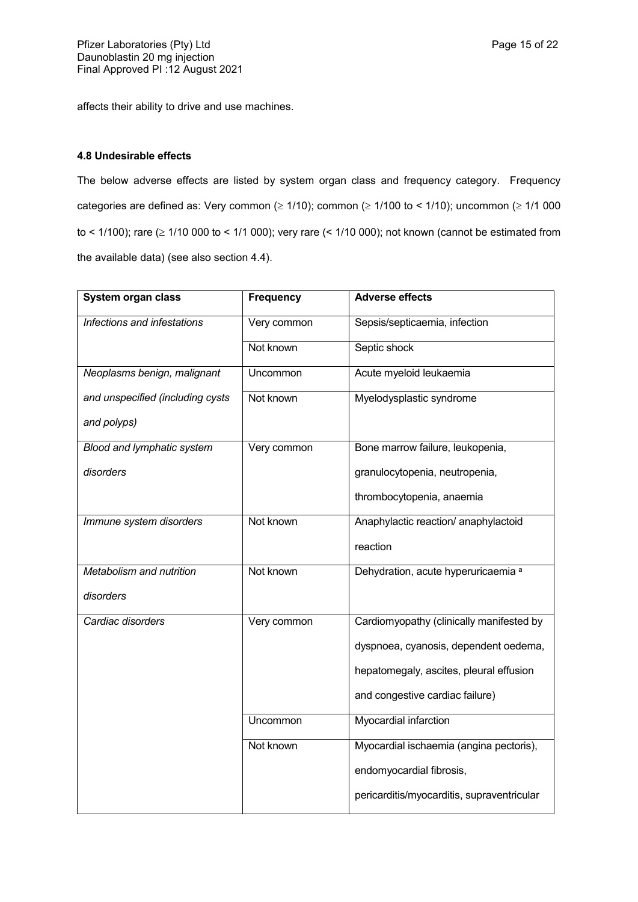affects their ability to drive and use machines.

#### 4.8 Undesirable effects

The below adverse effects are listed by system organ class and frequency category. Frequency categories are defined as: Very common (≥ 1/10); common (≥ 1/100 to < 1/10); uncommon (≥ 1/1 000 to < 1/100); rare (≥ 1/10 000 to < 1/1 000); very rare (< 1/10 000); not known (cannot be estimated from the available data) (see also section 4.4).

| System organ class | Frequency | Adverse effects |
| --- | --- | --- |
| *Infections and infestations* | Very common | Sepsis/septicaemia, infection |
| | Not known | Septic shock |
| *Neoplasms benign, malignant and unspecified (including cysts and polyps)* | Uncommon | Acute myeloid leukaemia |
| | Not known | Myelodysplastic syndrome |
| *Blood and lymphatic system disorders* | Very common | Bone marrow failure, leukopenia, granulocytopenia, neutropenia, thrombocytopenia, anaemia |
| *Immune system disorders* | Not known | Anaphylactic reaction/ anaphylactoid reaction |
| *Metabolism and nutrition disorders* | Not known | Dehydration, acute hyperuricaemia [a] |
| *Cardiac disorders* | Very common | Cardiomyopathy (clinically manifested by dyspnoea, cyanosis, dependent oedema, hepatomegaly, ascites, pleural effusion and congestive cardiac failure) |
| | Uncommon | Myocardial infarction |
| | Not known | Myocardial ischaemia (angina pectoris), endomyocardial fibrosis, pericarditis/myocarditis, supraventricular |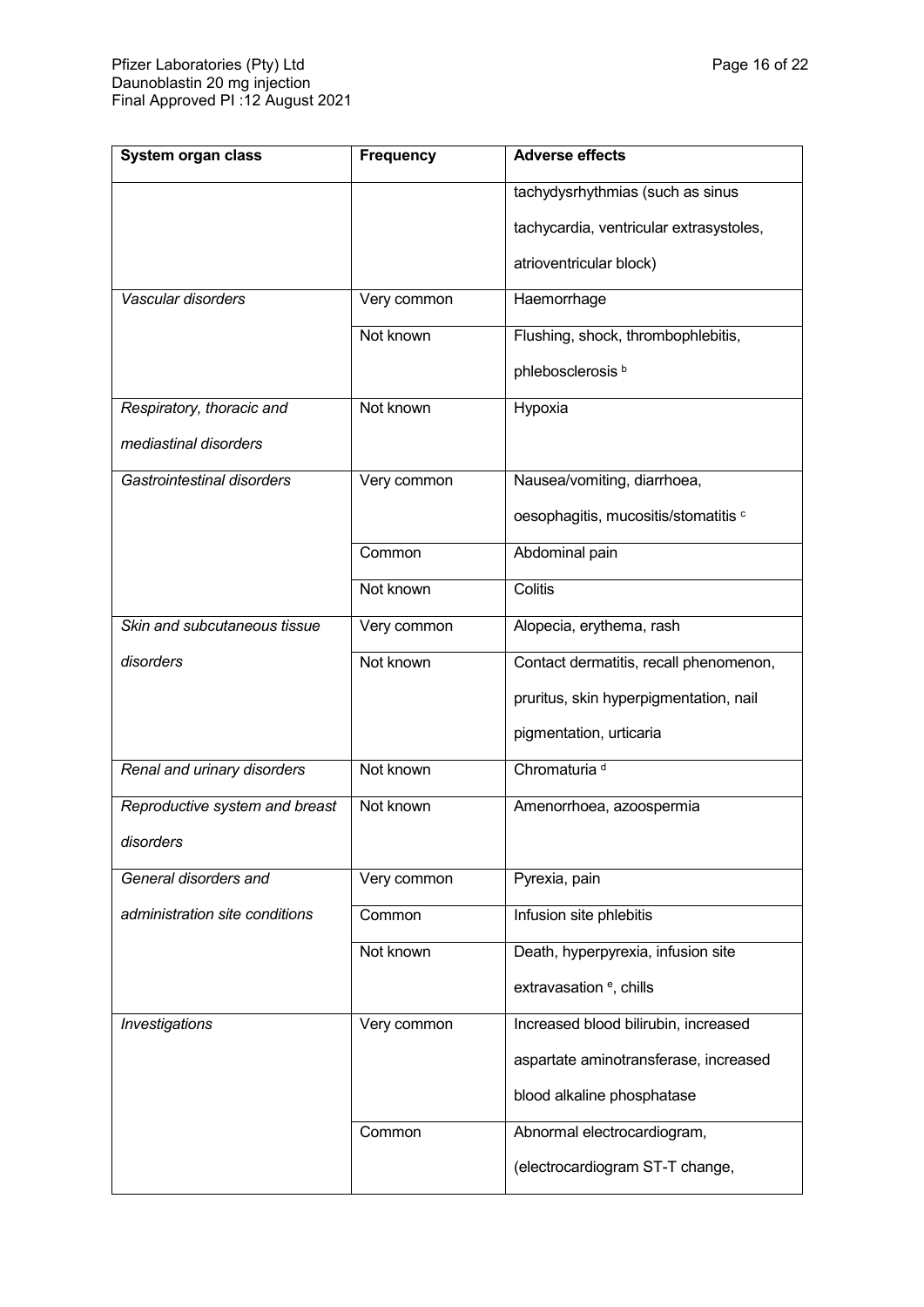| System organ class | Frequency | Adverse effects |
| --- | --- | --- |
| | | tachydysrhythmias (such as sinus tachycardia, ventricular extrasystoles, atrioventricular block) |
| *Vascular disorders* | Very common | Haemorrhage |
| | Not known | Flushing, shock, thrombophlebitis, phlebosclerosis [b] |
| *Respiratory, thoracic and mediastinal disorders* | Not known | Hypoxia |
| *Gastrointestinal disorders* | Very common | Nausea/vomiting, diarrhoea, oesophagitis, mucositis/stomatitis [c] |
| | Common | Abdominal pain |
| | Not known | Colitis |
| *Skin and subcutaneous tissue disorders* | Very common | Alopecia, erythema, rash |
| | Not known | Contact dermatitis, recall phenomenon, pruritus, skin hyperpigmentation, nail pigmentation, urticaria |
| *Renal and urinary disorders* | Not known | Chromaturia [d] |
| *Reproductive system and breast disorders* | Not known | Amenorrhoea, azoospermia |
| *General disorders and administration site conditions* | Very common | Pyrexia, pain |
| | Common | Infusion site phlebitis |
| | Not known | Death, hyperpyrexia, infusion site extravasation [e], chills |
| *Investigations* | Very common | Increased blood bilirubin, increased aspartate aminotransferase, increased blood alkaline phosphatase |
| | Common | Abnormal electrocardiogram, (electrocardiogram ST-T change, |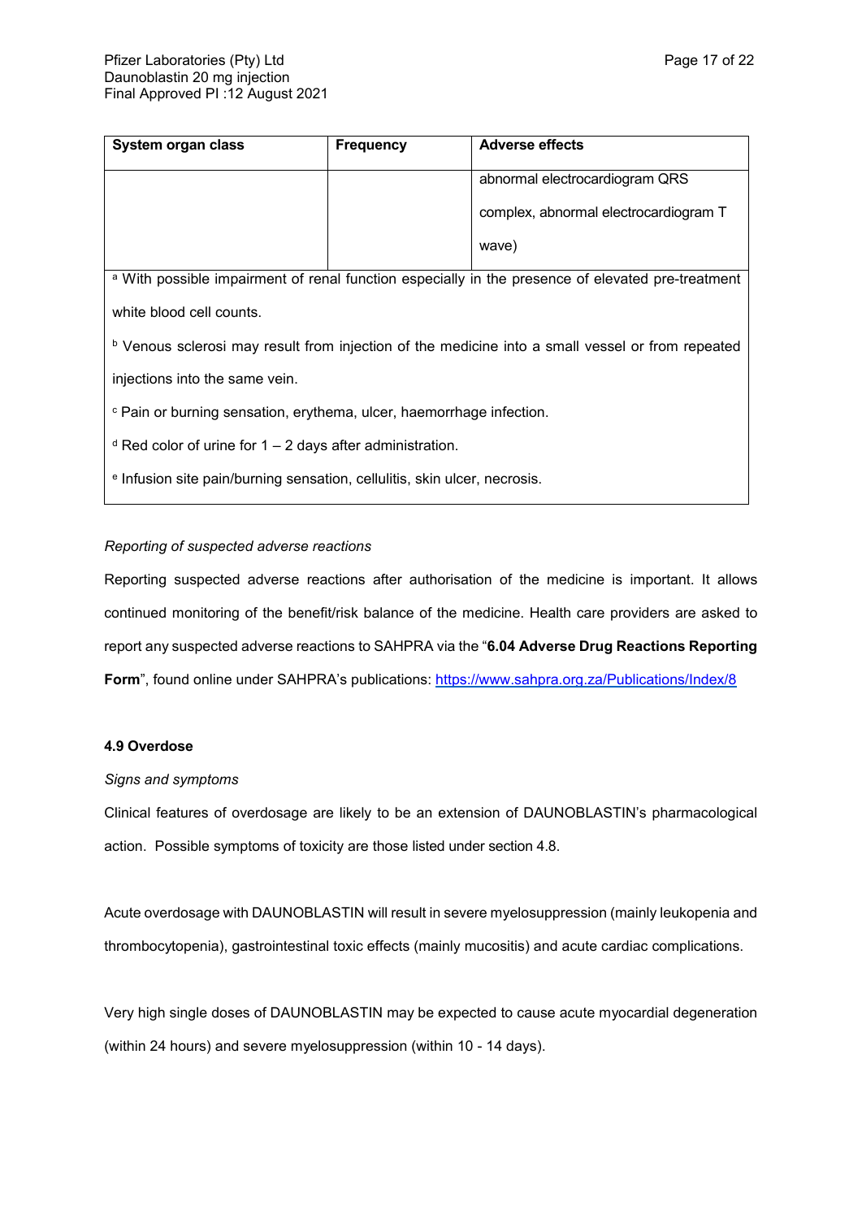| System organ class | Frequency | Adverse effects |
| --- | --- | --- |
| | | abnormal electrocardiogram QRS complex, abnormal electrocardiogram T wave) |

[a] With possible impairment of renal function especially in the presence of elevated pre-treatment white blood cell counts.

[b] Venous sclerosi may result from injection of the medicine into a small vessel or from repeated injections into the same vein.

[c] Pain or burning sensation, erythema, ulcer, haemorrhage infection.

[d] Red color of urine for 1 – 2 days after administration.

[e] Infusion site pain/burning sensation, cellulitis, skin ulcer, necrosis.

*Reporting of suspected adverse reactions*

Reporting suspected adverse reactions after authorisation of the medicine is important. It allows continued monitoring of the benefit/risk balance of the medicine. Health care providers are asked to report any suspected adverse reactions to SAHPRA via the "**6.04 Adverse Drug Reactions Reporting Form**", found online under SAHPRA's publications: https://www.sahpra.org.za/Publications/Index/8

#### 4.9 Overdose

*Signs and symptoms*

Clinical features of overdosage are likely to be an extension of DAUNOBLASTIN's pharmacological action. Possible symptoms of toxicity are those listed under section 4.8.

Acute overdosage with DAUNOBLASTIN will result in severe myelosuppression (mainly leukopenia and thrombocytopenia), gastrointestinal toxic effects (mainly mucositis) and acute cardiac complications.

Very high single doses of DAUNOBLASTIN may be expected to cause acute myocardial degeneration (within 24 hours) and severe myelosuppression (within 10 - 14 days).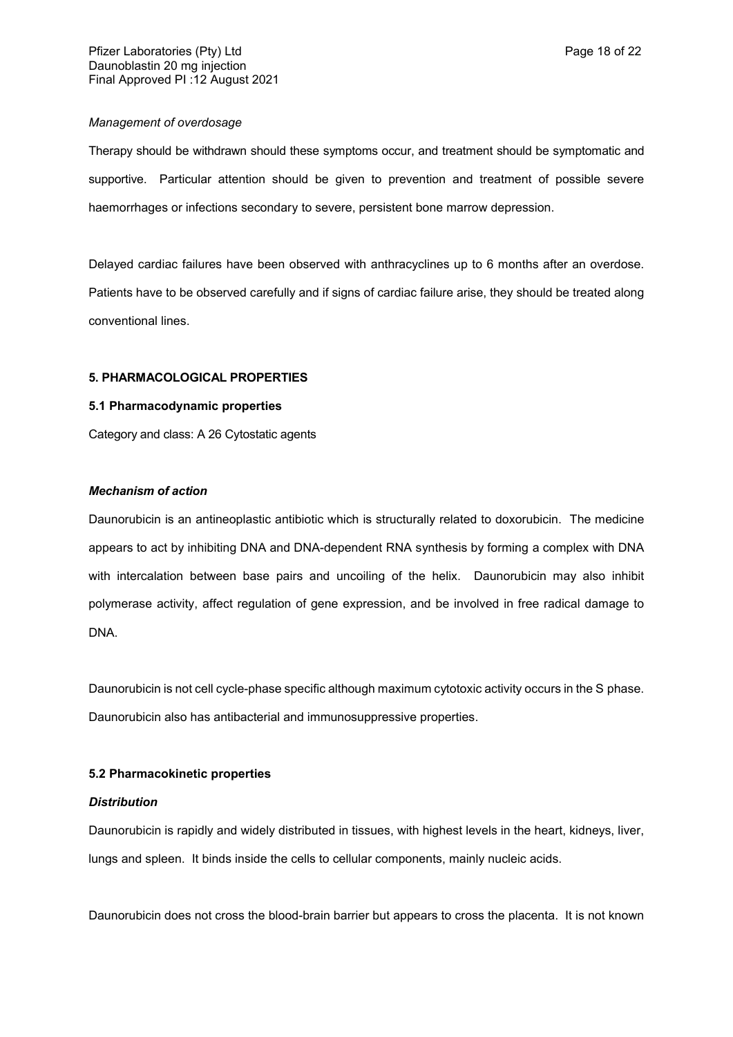*Management of overdosage*

Therapy should be withdrawn should these symptoms occur, and treatment should be symptomatic and supportive. Particular attention should be given to prevention and treatment of possible severe haemorrhages or infections secondary to severe, persistent bone marrow depression.

Delayed cardiac failures have been observed with anthracyclines up to 6 months after an overdose. Patients have to be observed carefully and if signs of cardiac failure arise, they should be treated along conventional lines.

## 5. PHARMACOLOGICAL PROPERTIES

### 5.1 Pharmacodynamic properties

Category and class: A 26 Cytostatic agents

***Mechanism of action***

Daunorubicin is an antineoplastic antibiotic which is structurally related to doxorubicin. The medicine appears to act by inhibiting DNA and DNA-dependent RNA synthesis by forming a complex with DNA with intercalation between base pairs and uncoiling of the helix. Daunorubicin may also inhibit polymerase activity, affect regulation of gene expression, and be involved in free radical damage to DNA.

Daunorubicin is not cell cycle-phase specific although maximum cytotoxic activity occurs in the S phase. Daunorubicin also has antibacterial and immunosuppressive properties.

### 5.2 Pharmacokinetic properties

***Distribution***

Daunorubicin is rapidly and widely distributed in tissues, with highest levels in the heart, kidneys, liver, lungs and spleen. It binds inside the cells to cellular components, mainly nucleic acids.

Daunorubicin does not cross the blood-brain barrier but appears to cross the placenta. It is not known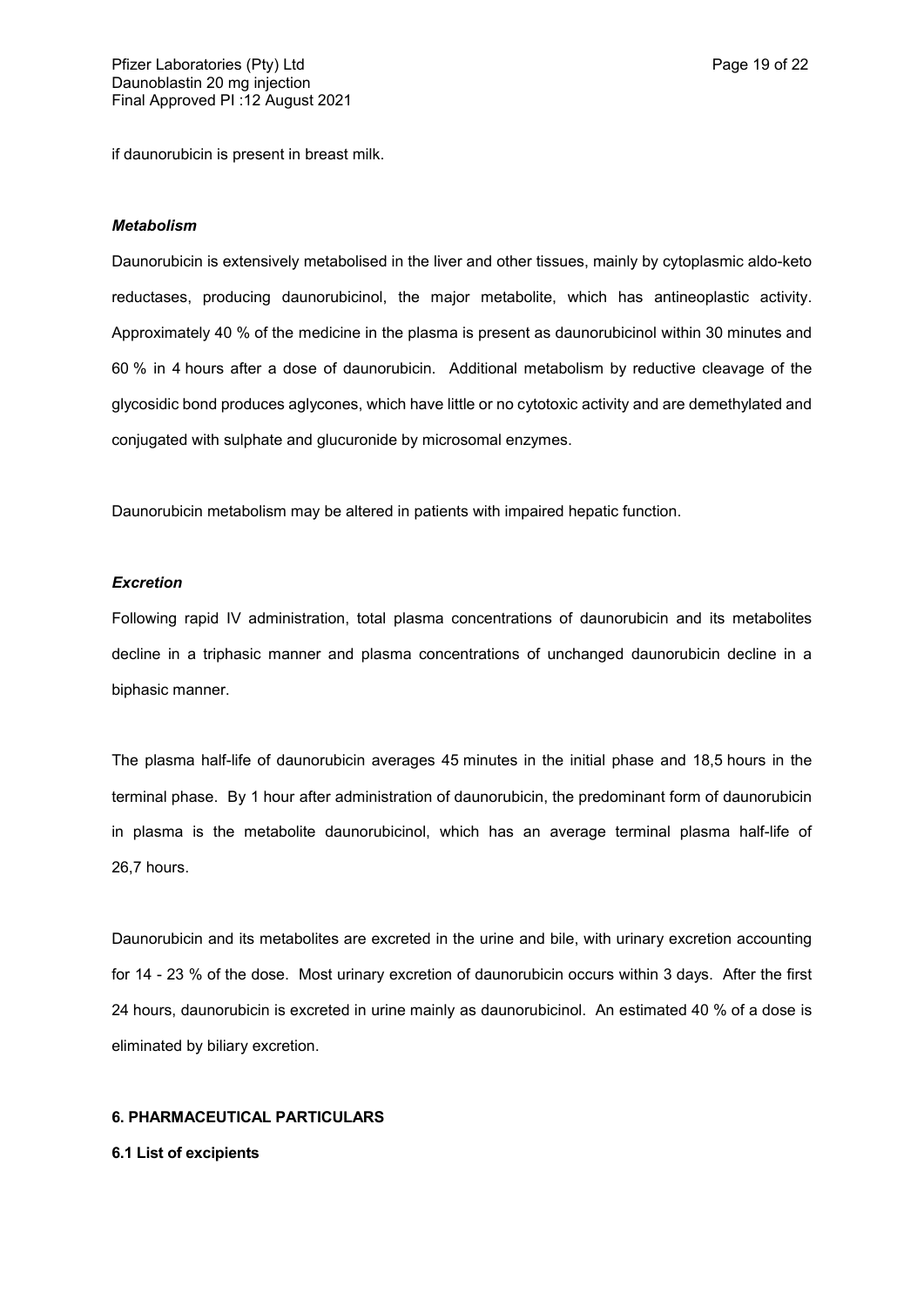if daunorubicin is present in breast milk.

***Metabolism***

Daunorubicin is extensively metabolised in the liver and other tissues, mainly by cytoplasmic aldo-keto reductases, producing daunorubicinol, the major metabolite, which has antineoplastic activity. Approximately 40 % of the medicine in the plasma is present as daunorubicinol within 30 minutes and 60 % in 4 hours after a dose of daunorubicin. Additional metabolism by reductive cleavage of the glycosidic bond produces aglycones, which have little or no cytotoxic activity and are demethylated and conjugated with sulphate and glucuronide by microsomal enzymes.

Daunorubicin metabolism may be altered in patients with impaired hepatic function.

***Excretion***

Following rapid IV administration, total plasma concentrations of daunorubicin and its metabolites decline in a triphasic manner and plasma concentrations of unchanged daunorubicin decline in a biphasic manner.

The plasma half-life of daunorubicin averages 45 minutes in the initial phase and 18,5 hours in the terminal phase. By 1 hour after administration of daunorubicin, the predominant form of daunorubicin in plasma is the metabolite daunorubicinol, which has an average terminal plasma half-life of 26,7 hours.

Daunorubicin and its metabolites are excreted in the urine and bile, with urinary excretion accounting for 14 - 23 % of the dose. Most urinary excretion of daunorubicin occurs within 3 days. After the first 24 hours, daunorubicin is excreted in urine mainly as daunorubicinol. An estimated 40 % of a dose is eliminated by biliary excretion.

## 6. PHARMACEUTICAL PARTICULARS

### 6.1 List of excipients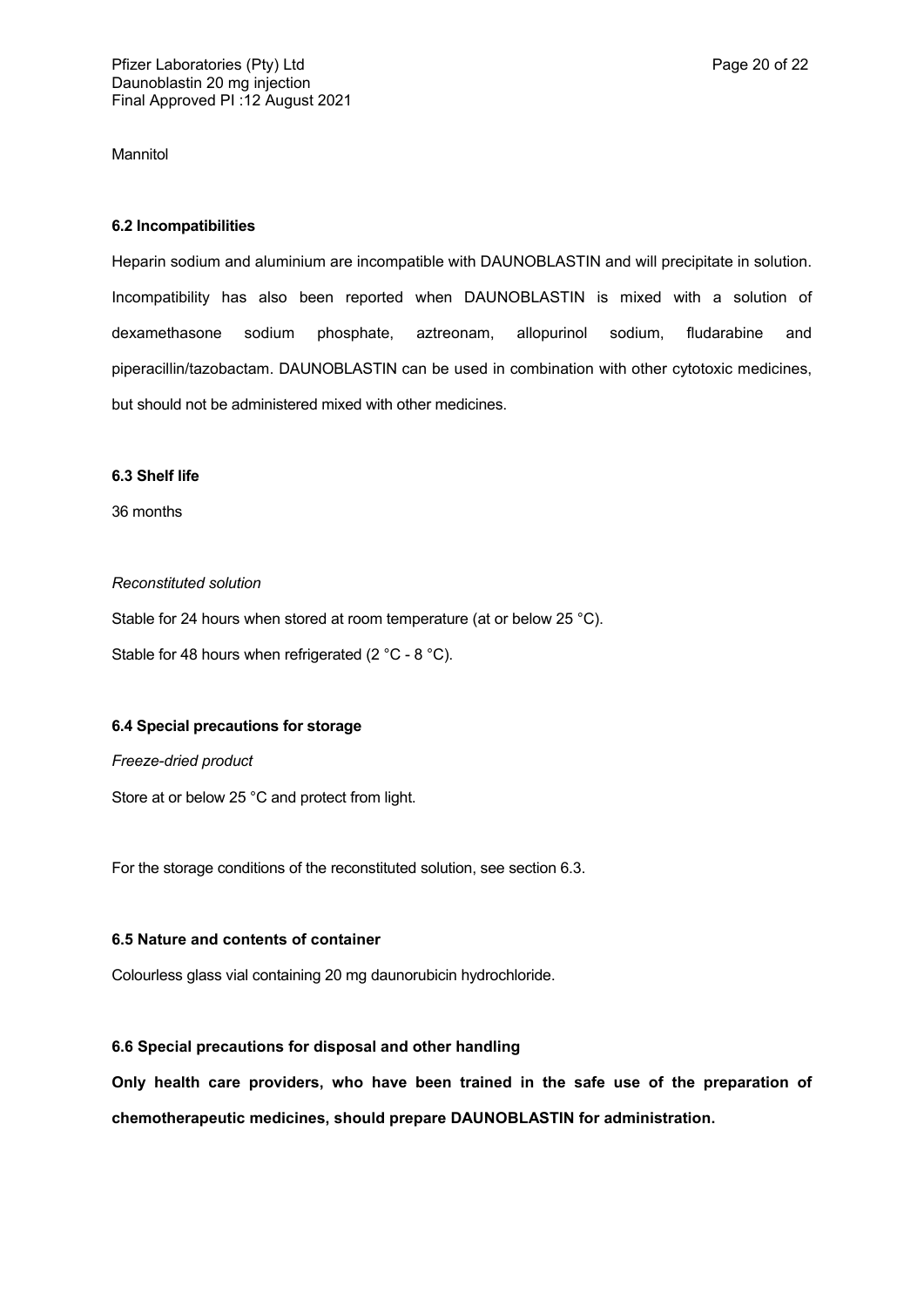Mannitol

**6.2 Incompatibilities**

Heparin sodium and aluminium are incompatible with DAUNOBLASTIN and will precipitate in solution. Incompatibility has also been reported when DAUNOBLASTIN is mixed with a solution of dexamethasone sodium phosphate, aztreonam, allopurinol sodium, fludarabine and piperacillin/tazobactam. DAUNOBLASTIN can be used in combination with other cytotoxic medicines, but should not be administered mixed with other medicines.

**6.3 Shelf life**

36 months

*Reconstituted solution*

Stable for 24 hours when stored at room temperature (at or below 25 °C).

Stable for 48 hours when refrigerated (2 °C - 8 °C).

**6.4 Special precautions for storage**

*Freeze-dried product*

Store at or below 25 °C and protect from light.

For the storage conditions of the reconstituted solution, see section 6.3.

**6.5 Nature and contents of container**

Colourless glass vial containing 20 mg daunorubicin hydrochloride.

**6.6 Special precautions for disposal and other handling**

**Only health care providers, who have been trained in the safe use of the preparation of chemotherapeutic medicines, should prepare DAUNOBLASTIN for administration.**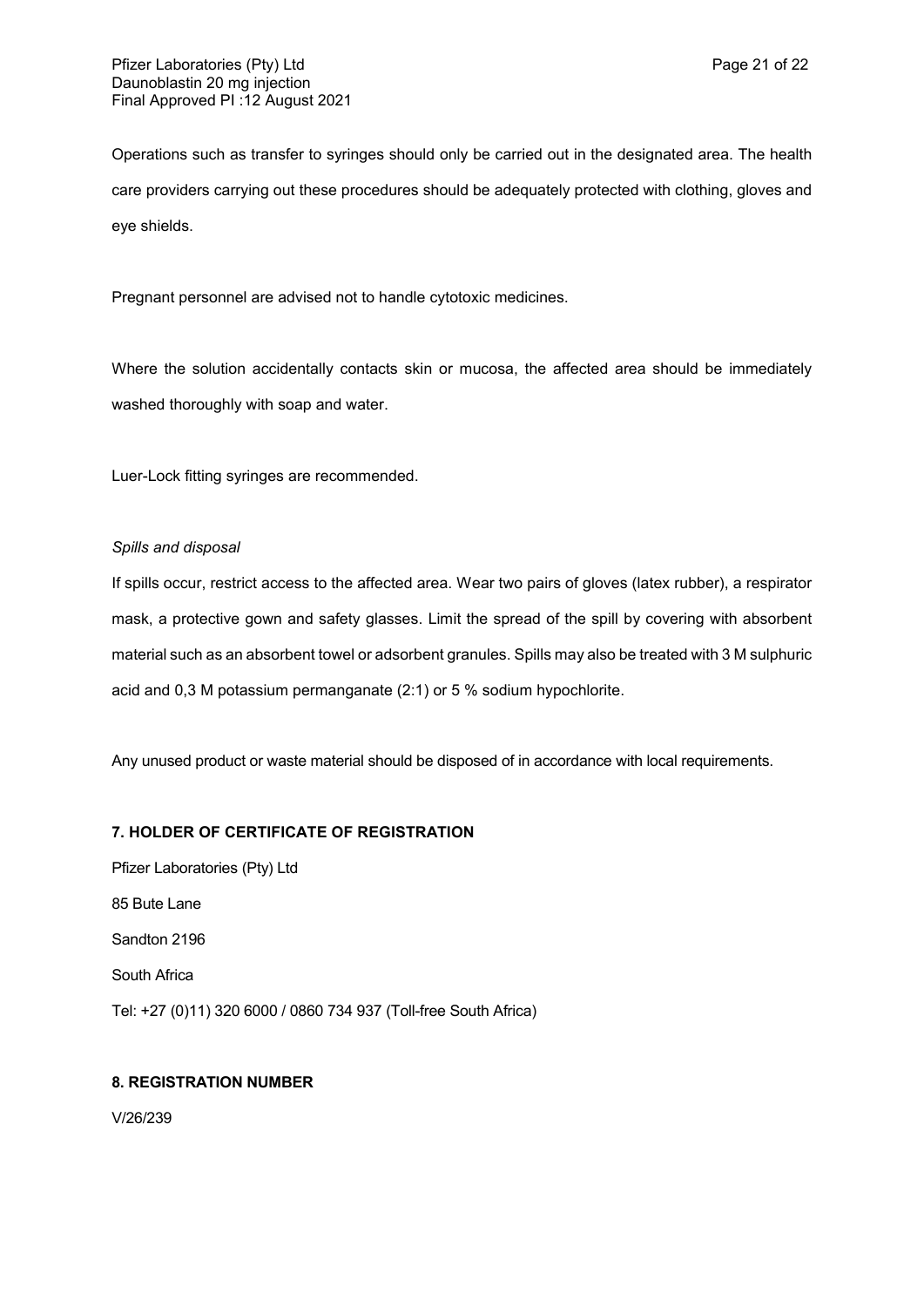Operations such as transfer to syringes should only be carried out in the designated area. The health care providers carrying out these procedures should be adequately protected with clothing, gloves and eye shields.

Pregnant personnel are advised not to handle cytotoxic medicines.

Where the solution accidentally contacts skin or mucosa, the affected area should be immediately washed thoroughly with soap and water.

Luer-Lock fitting syringes are recommended.

*Spills and disposal*

If spills occur, restrict access to the affected area. Wear two pairs of gloves (latex rubber), a respirator mask, a protective gown and safety glasses. Limit the spread of the spill by covering with absorbent material such as an absorbent towel or adsorbent granules. Spills may also be treated with 3 M sulphuric acid and 0,3 M potassium permanganate (2:1) or 5 % sodium hypochlorite.

Any unused product or waste material should be disposed of in accordance with local requirements.

**7. HOLDER OF CERTIFICATE OF REGISTRATION**

Pfizer Laboratories (Pty) Ltd

85 Bute Lane

Sandton 2196

South Africa

Tel: +27 (0)11) 320 6000 / 0860 734 937 (Toll-free South Africa)

**8. REGISTRATION NUMBER**

V/26/239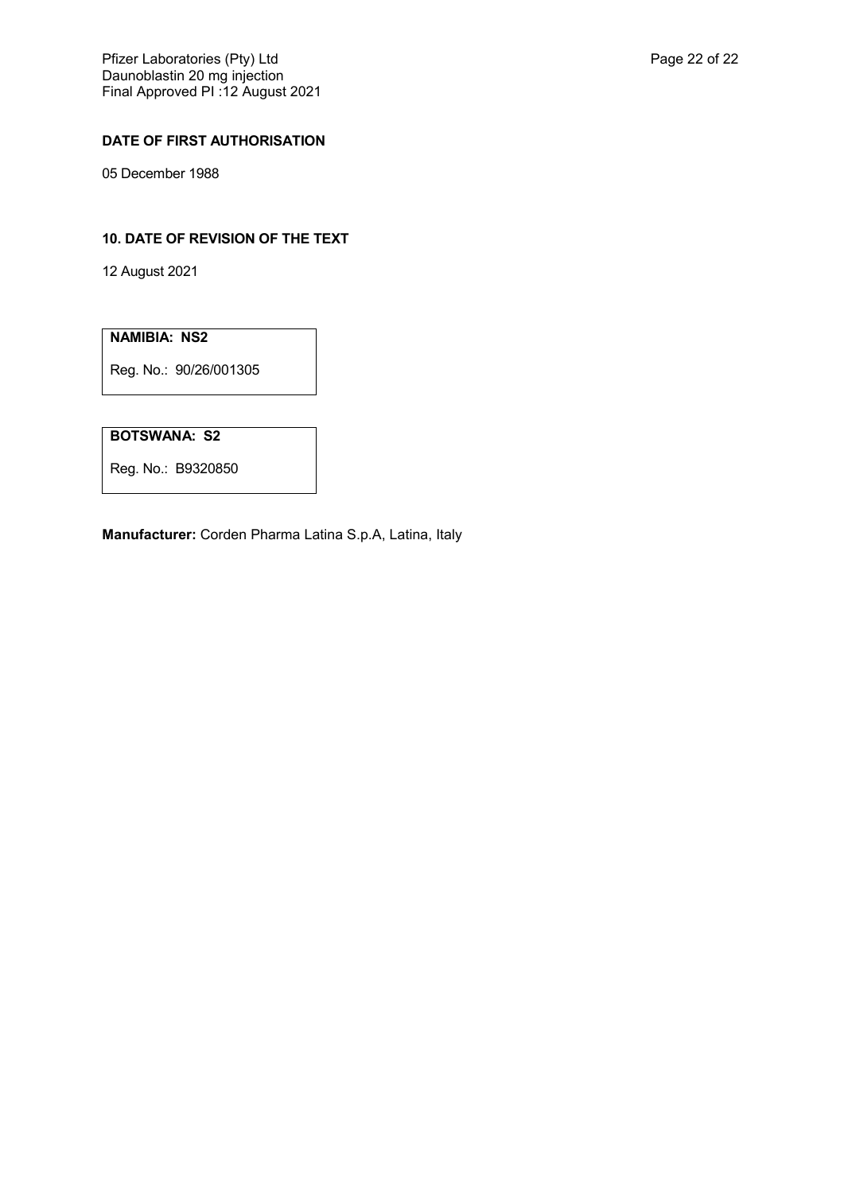**DATE OF FIRST AUTHORISATION**

05 December 1988

**10. DATE OF REVISION OF THE TEXT**

12 August 2021

| **NAMIBIA: NS2** |
| --- |
| Reg. No.: 90/26/001305 |

| **BOTSWANA: S2** |
| --- |
| Reg. No.: B9320850 |

**Manufacturer:** Corden Pharma Latina S.p.A, Latina, Italy